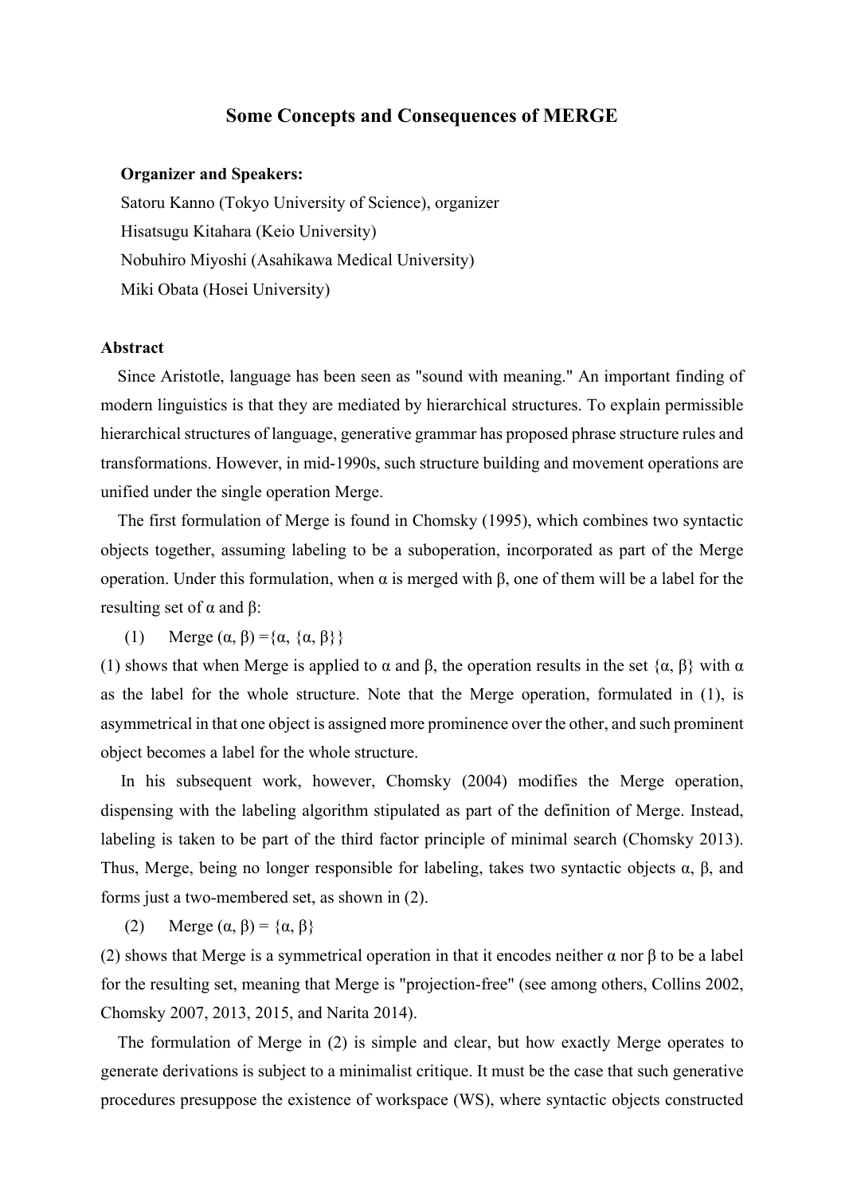# Some Concepts and Consequences of MERGE

**Organizer and Speakers:**

Satoru Kanno (Tokyo University of Science), organizer
Hisatsugu Kitahara (Keio University)
Nobuhiro Miyoshi (Asahikawa Medical University)
Miki Obata (Hosei University)

**Abstract**

Since Aristotle, language has been seen as "sound with meaning." An important finding of modern linguistics is that they are mediated by hierarchical structures. To explain permissible hierarchical structures of language, generative grammar has proposed phrase structure rules and transformations. However, in mid-1990s, such structure building and movement operations are unified under the single operation Merge.

The first formulation of Merge is found in Chomsky (1995), which combines two syntactic objects together, assuming labeling to be a suboperation, incorporated as part of the Merge operation. Under this formulation, when α is merged with β, one of them will be a label for the resulting set of α and β:

(1) Merge (α, β) ={α, {α, β}}

(1) shows that when Merge is applied to α and β, the operation results in the set {α, β} with α as the label for the whole structure. Note that the Merge operation, formulated in (1), is asymmetrical in that one object is assigned more prominence over the other, and such prominent object becomes a label for the whole structure.

In his subsequent work, however, Chomsky (2004) modifies the Merge operation, dispensing with the labeling algorithm stipulated as part of the definition of Merge. Instead, labeling is taken to be part of the third factor principle of minimal search (Chomsky 2013). Thus, Merge, being no longer responsible for labeling, takes two syntactic objects α, β, and forms just a two-membered set, as shown in (2).

(2) Merge (α, β) = {α, β}

(2) shows that Merge is a symmetrical operation in that it encodes neither α nor β to be a label for the resulting set, meaning that Merge is "projection-free" (see among others, Collins 2002, Chomsky 2007, 2013, 2015, and Narita 2014).

The formulation of Merge in (2) is simple and clear, but how exactly Merge operates to generate derivations is subject to a minimalist critique. It must be the case that such generative procedures presuppose the existence of workspace (WS), where syntactic objects constructed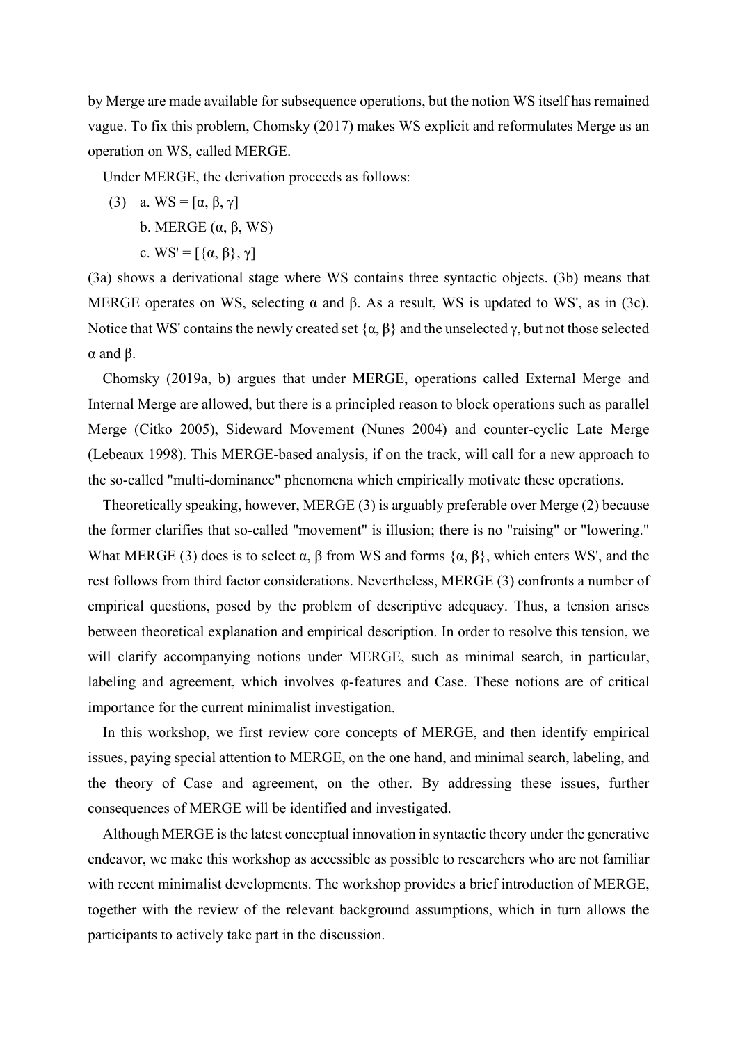by Merge are made available for subsequence operations, but the notion WS itself has remained vague. To fix this problem, Chomsky (2017) makes WS explicit and reformulates Merge as an operation on WS, called MERGE.

Under MERGE, the derivation proceeds as follows:

(3) a. WS = [α, β, γ]

b. MERGE (α, β, WS)

c. WS' = [{α, β}, γ]

(3a) shows a derivational stage where WS contains three syntactic objects. (3b) means that MERGE operates on WS, selecting α and β. As a result, WS is updated to WS', as in (3c). Notice that WS' contains the newly created set {α, β} and the unselected γ, but not those selected α and β.

Chomsky (2019a, b) argues that under MERGE, operations called External Merge and Internal Merge are allowed, but there is a principled reason to block operations such as parallel Merge (Citko 2005), Sideward Movement (Nunes 2004) and counter-cyclic Late Merge (Lebeaux 1998). This MERGE-based analysis, if on the track, will call for a new approach to the so-called "multi-dominance" phenomena which empirically motivate these operations.

Theoretically speaking, however, MERGE (3) is arguably preferable over Merge (2) because the former clarifies that so-called "movement" is illusion; there is no "raising" or "lowering." What MERGE (3) does is to select α, β from WS and forms {α, β}, which enters WS', and the rest follows from third factor considerations. Nevertheless, MERGE (3) confronts a number of empirical questions, posed by the problem of descriptive adequacy. Thus, a tension arises between theoretical explanation and empirical description. In order to resolve this tension, we will clarify accompanying notions under MERGE, such as minimal search, in particular, labeling and agreement, which involves φ-features and Case. These notions are of critical importance for the current minimalist investigation.

In this workshop, we first review core concepts of MERGE, and then identify empirical issues, paying special attention to MERGE, on the one hand, and minimal search, labeling, and the theory of Case and agreement, on the other. By addressing these issues, further consequences of MERGE will be identified and investigated.

Although MERGE is the latest conceptual innovation in syntactic theory under the generative endeavor, we make this workshop as accessible as possible to researchers who are not familiar with recent minimalist developments. The workshop provides a brief introduction of MERGE, together with the review of the relevant background assumptions, which in turn allows the participants to actively take part in the discussion.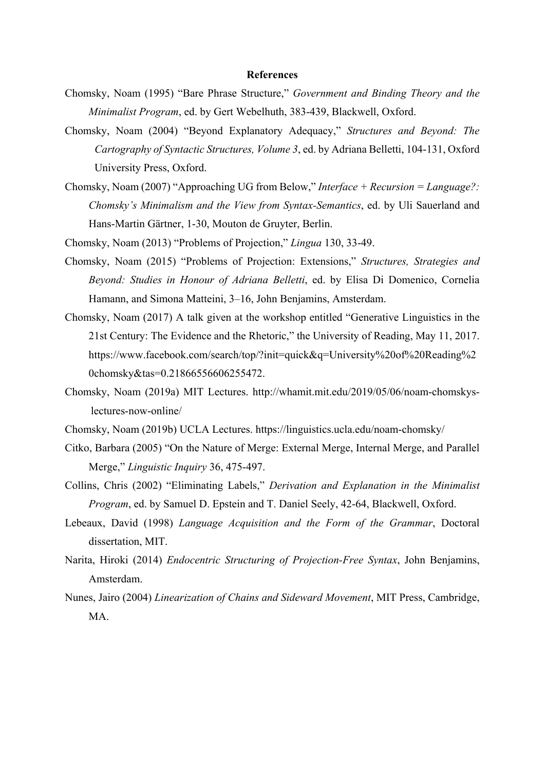**References**

Chomsky, Noam (1995) "Bare Phrase Structure," *Government and Binding Theory and the Minimalist Program*, ed. by Gert Webelhuth, 383-439, Blackwell, Oxford.

Chomsky, Noam (2004) "Beyond Explanatory Adequacy," *Structures and Beyond: The Cartography of Syntactic Structures, Volume 3*, ed. by Adriana Belletti, 104-131, Oxford University Press, Oxford.

Chomsky, Noam (2007) "Approaching UG from Below," *Interface + Recursion = Language?: Chomsky's Minimalism and the View from Syntax-Semantics*, ed. by Uli Sauerland and Hans-Martin Gärtner, 1-30, Mouton de Gruyter, Berlin.

Chomsky, Noam (2013) "Problems of Projection," *Lingua* 130, 33-49.

Chomsky, Noam (2015) "Problems of Projection: Extensions," *Structures, Strategies and Beyond: Studies in Honour of Adriana Belletti*, ed. by Elisa Di Domenico, Cornelia Hamann, and Simona Matteini, 3–16, John Benjamins, Amsterdam.

Chomsky, Noam (2017) A talk given at the workshop entitled "Generative Linguistics in the 21st Century: The Evidence and the Rhetoric," the University of Reading, May 11, 2017. https://www.facebook.com/search/top/?init=quick&q=University%20of%20Reading%20chomsky&tas=0.21866556606255472.

Chomsky, Noam (2019a) MIT Lectures. http://whamit.mit.edu/2019/05/06/noam-chomskys-lectures-now-online/

Chomsky, Noam (2019b) UCLA Lectures. https://linguistics.ucla.edu/noam-chomsky/

Citko, Barbara (2005) "On the Nature of Merge: External Merge, Internal Merge, and Parallel Merge," *Linguistic Inquiry* 36, 475-497.

Collins, Chris (2002) "Eliminating Labels," *Derivation and Explanation in the Minimalist Program*, ed. by Samuel D. Epstein and T. Daniel Seely, 42-64, Blackwell, Oxford.

Lebeaux, David (1998) *Language Acquisition and the Form of the Grammar*, Doctoral dissertation, MIT.

Narita, Hiroki (2014) *Endocentric Structuring of Projection-Free Syntax*, John Benjamins, Amsterdam.

Nunes, Jairo (2004) *Linearization of Chains and Sideward Movement*, MIT Press, Cambridge, MA.